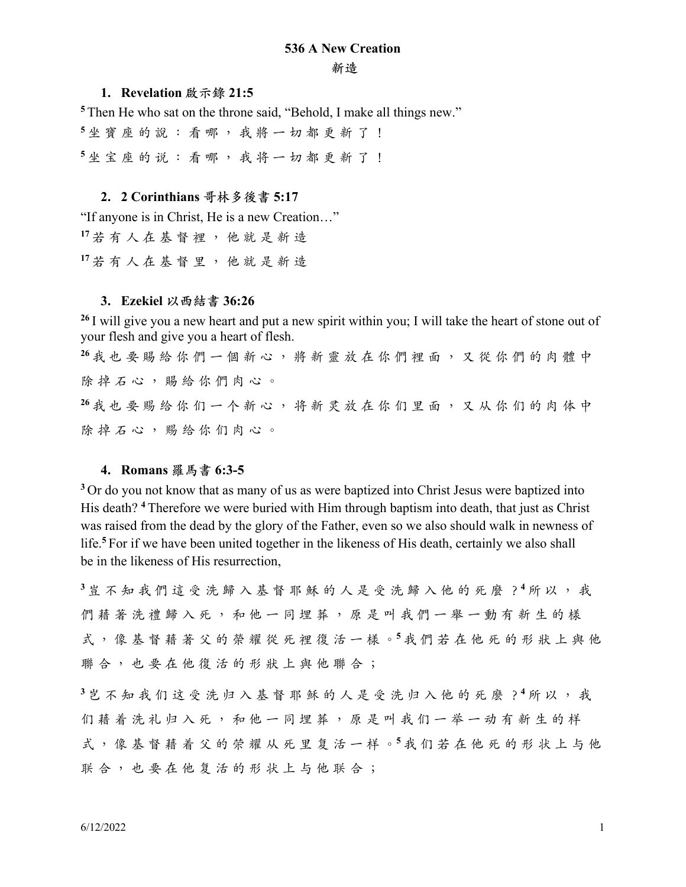# 536 A New Creation

## 新造

1. **Revelation 啟示錄 21:5**

[5] Then He who sat on the throne said, “Behold, I make all things new.”

[5] 坐寶座的說：看哪，我將一切都更新了！

[5] 坐宝座的说：看哪，我将一切都更新了！

2. **2 Corinthians 哥林多後書 5:17**

“If anyone is in Christ, He is a new Creation…”

[17] 若有人在基督裡，他就是新造

[17] 若有人在基督里，他就是新造

3. **Ezekiel 以西結書 36:26**

[26] I will give you a new heart and put a new spirit within you; I will take the heart of stone out of your flesh and give you a heart of flesh.

[26] 我也要賜給你們一個新心，將新靈放在你們裡面，又從你們的肉體中除掉石心，賜給你們肉心。

[26] 我也要赐给你们一个新心，将新灵放在你们里面，又从你们的肉体中除掉石心，赐给你们肉心。

4. **Romans 羅馬書 6:3-5**

[3] Or do you not know that as many of us as were baptized into Christ Jesus were baptized into His death? [4] Therefore we were buried with Him through baptism into death, that just as Christ was raised from the dead by the glory of the Father, even so we also should walk in newness of life.[5] For if we have been united together in the likeness of His death, certainly we also shall be in the likeness of His resurrection,

[3] 豈不知我們這受洗歸入基督耶穌的人是受洗歸入他的死麼？[4] 所以，我們藉著洗禮歸入死，和他一同埋葬，原是叫我們一舉一動有新生的樣式，像基督藉著父的榮耀從死裡復活一樣。[5] 我們若在他死的形狀上與他聯合，也要在他復活的形狀上與他聯合；

[3] 岂不知我们这受洗归入基督耶稣的人是受洗归入他的死麽？[4] 所以，我们藉着洗礼归入死，和他一同埋葬，原是叫我们一举一动有新生的样式，像基督藉着父的荣耀从死里复活一样。[5] 我们若在他死的形状上与他联合，也要在他复活的形状上与他联合；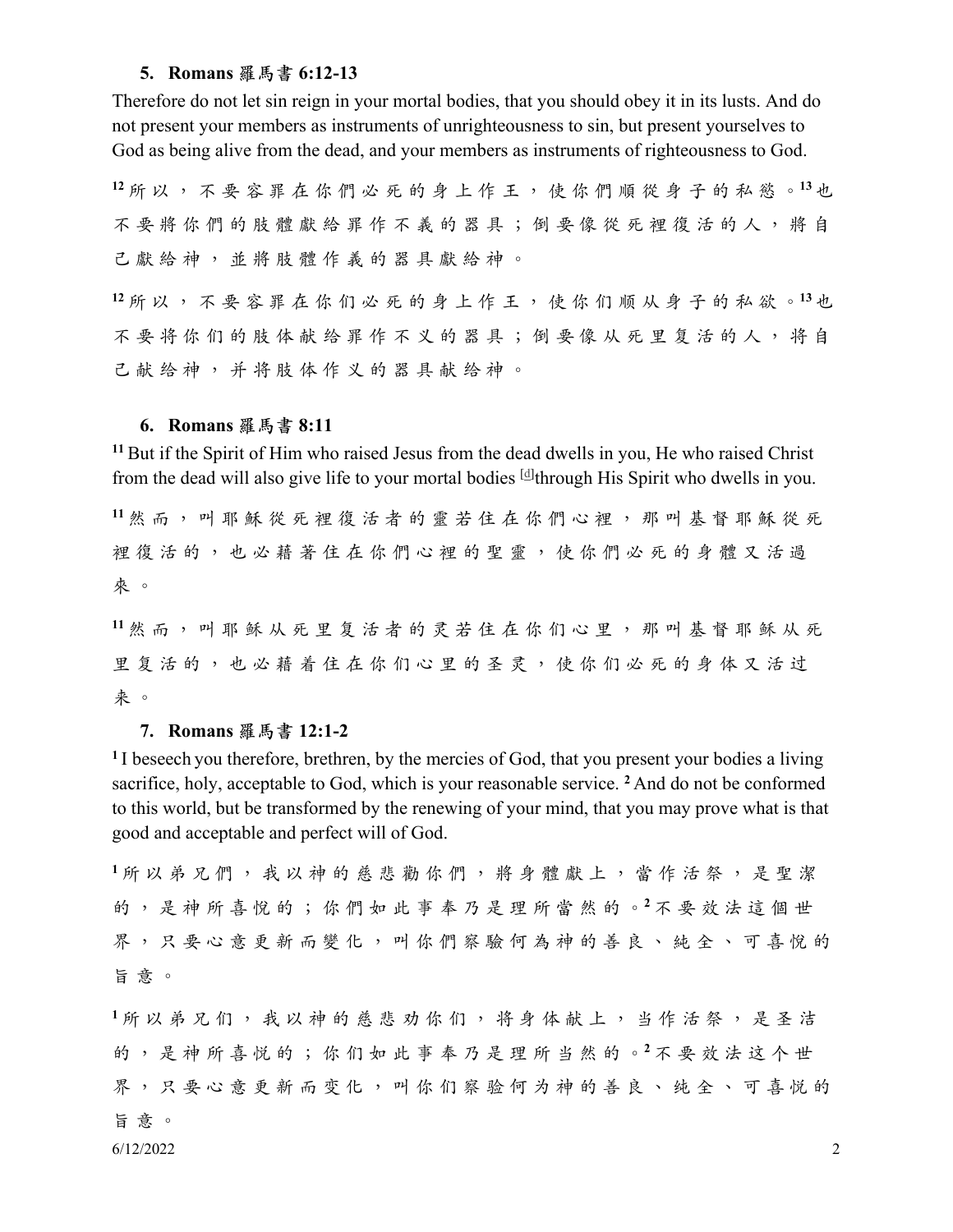5. **Romans 羅馬書 6:12-13**

Therefore do not let sin reign in your mortal bodies, that you should obey it in its lusts. And do not present your members as instruments of unrighteousness to sin, but present yourselves to God as being alive from the dead, and your members as instruments of righteousness to God.

**12** 所以，不要容罪在你們必死的身上作王，使你們順從身子的私慾。**13** 也不要將你們的肢體獻給罪作不義的器具；倒要像從死裡復活的人，將自己獻給神，並將肢體作義的器具獻給神。

**12** 所以，不要容罪在你们必死的身上作王，使你们顺从身子的私欲。**13** 也不要将你们的肢体献给罪作不义的器具；倒要像从死里复活的人，将自己献给神，并将肢体作义的器具献给神。

6. **Romans 羅馬書 8:11**

**11** But if the Spirit of Him who raised Jesus from the dead dwells in you, He who raised Christ from the dead will also give life to your mortal bodies [d]through His Spirit who dwells in you.

**11** 然而，叫耶穌從死裡復活者的靈若住在你們心裡，那叫基督耶穌從死裡復活的，也必藉著住在你們心裡的聖靈，使你們必死的身體又活過來。

**11** 然而，叫耶稣从死里复活者的灵若住在你们心里，那叫基督耶稣从死里复活的，也必藉着住在你们心里的圣灵，使你们必死的身体又活过来。

7. **Romans 羅馬書 12:1-2**

**1** I beseech you therefore, brethren, by the mercies of God, that you present your bodies a living sacrifice, holy, acceptable to God, which is your reasonable service. **2** And do not be conformed to this world, but be transformed by the renewing of your mind, that you may prove what is that good and acceptable and perfect will of God.

**1** 所以弟兄們，我以神的慈悲勸你們，將身體獻上，當作活祭，是聖潔的，是神所喜悅的；你們如此事奉乃是理所當然的。**2** 不要效法這個世界，只要心意更新而變化，叫你們察驗何為神的善良、純全、可喜悅的旨意。

**1** 所以弟兄们，我以神的慈悲劝你们，将身体献上，当作活祭，是圣洁的，是神所喜悦的；你们如此事奉乃是理所当然的。**2** 不要效法这个世界，只要心意更新而变化，叫你们察验何为神的善良、纯全、可喜悦的旨意。

6/12/2022